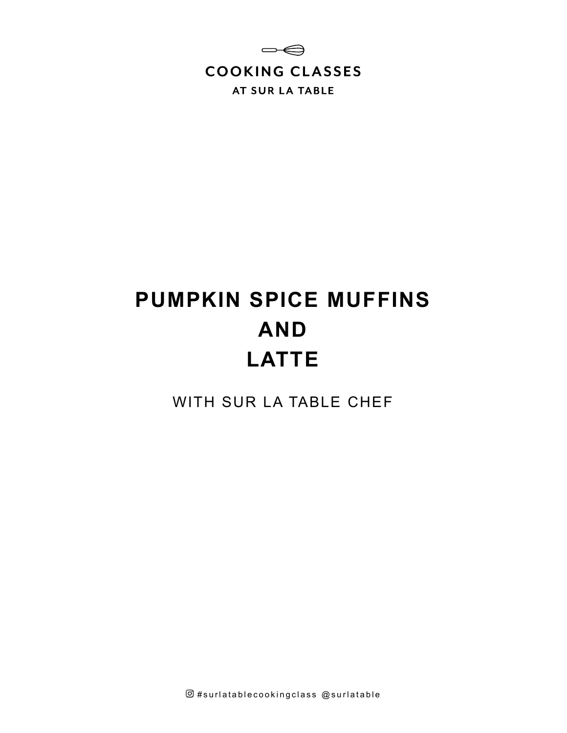COOKING CLASSES

AT SUR LA TABLE

# PUMPKIN SPICE MUFFINS AND LATTE

WITH SUR LA TABLE CHEF

#surlatablecookingclass @surlatable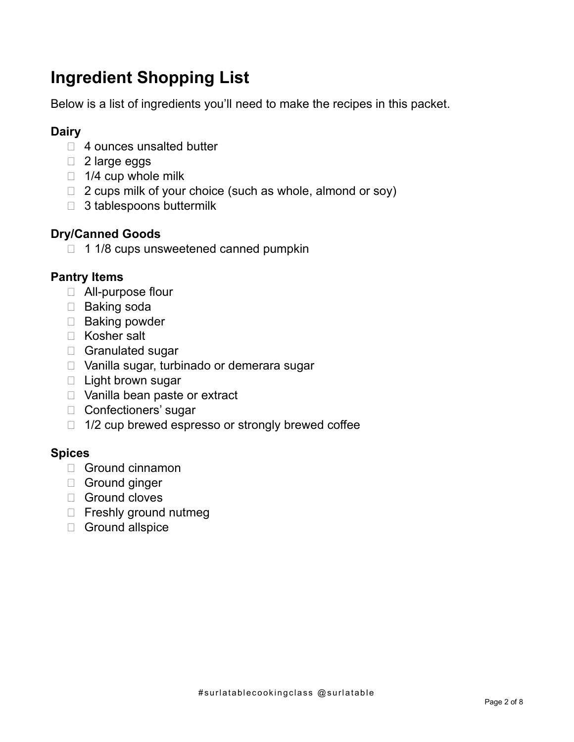# Ingredient Shopping List

Below is a list of ingredients you'll need to make the recipes in this packet.

### Dairy

- [ ] 4 ounces unsalted butter
- [ ] 2 large eggs
- [ ] 1/4 cup whole milk
- [ ] 2 cups milk of your choice (such as whole, almond or soy)
- [ ] 3 tablespoons buttermilk

### Dry/Canned Goods

- [ ] 1 1/8 cups unsweetened canned pumpkin

### Pantry Items

- [ ] All-purpose flour
- [ ] Baking soda
- [ ] Baking powder
- [ ] Kosher salt
- [ ] Granulated sugar
- [ ] Vanilla sugar, turbinado or demerara sugar
- [ ] Light brown sugar
- [ ] Vanilla bean paste or extract
- [ ] Confectioners' sugar
- [ ] 1/2 cup brewed espresso or strongly brewed coffee

### Spices

- [ ] Ground cinnamon
- [ ] Ground ginger
- [ ] Ground cloves
- [ ] Freshly ground nutmeg
- [ ] Ground allspice

#surlatablecookingclass @surlatable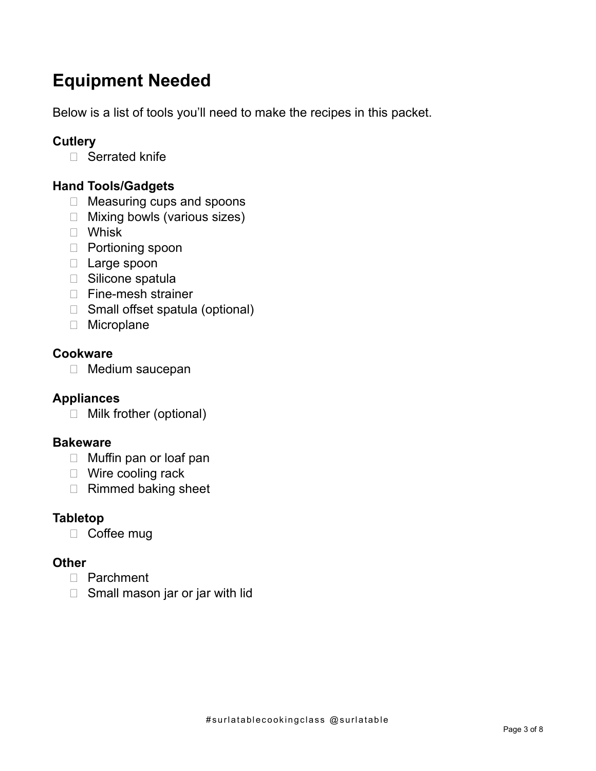# Equipment Needed

Below is a list of tools you'll need to make the recipes in this packet.

### Cutlery

- Serrated knife

### Hand Tools/Gadgets

- Measuring cups and spoons
- Mixing bowls (various sizes)
- Whisk
- Portioning spoon
- Large spoon
- Silicone spatula
- Fine-mesh strainer
- Small offset spatula (optional)
- Microplane

### Cookware

- Medium saucepan

### Appliances

- Milk frother (optional)

### Bakeware

- Muffin pan or loaf pan
- Wire cooling rack
- Rimmed baking sheet

### Tabletop

- Coffee mug

### Other

- Parchment
- Small mason jar or jar with lid

#surlatablecookingclass @surlatable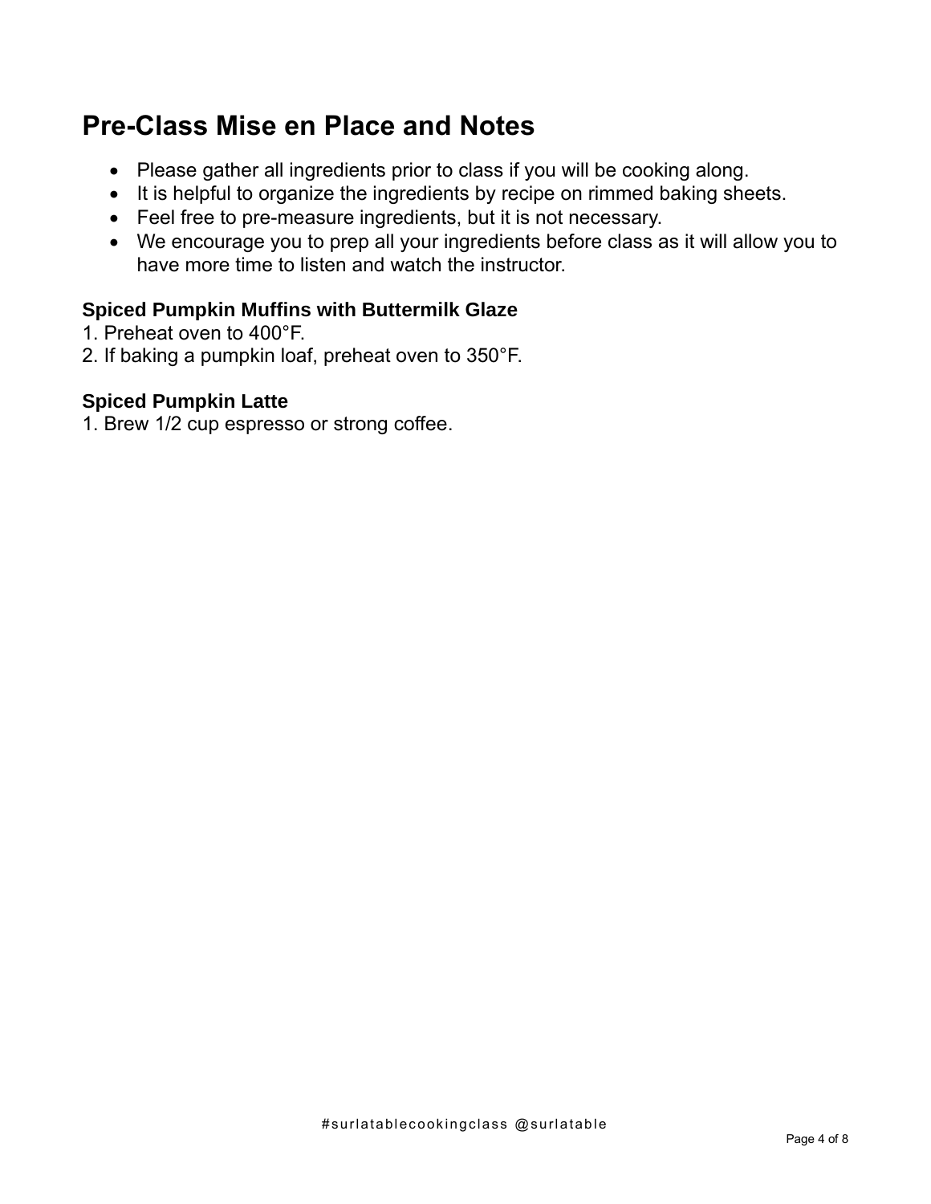## Pre-Class Mise en Place and Notes

- Please gather all ingredients prior to class if you will be cooking along.
- It is helpful to organize the ingredients by recipe on rimmed baking sheets.
- Feel free to pre-measure ingredients, but it is not necessary.
- We encourage you to prep all your ingredients before class as it will allow you to have more time to listen and watch the instructor.

### Spiced Pumpkin Muffins with Buttermilk Glaze

1. Preheat oven to 400°F.
2. If baking a pumpkin loaf, preheat oven to 350°F.

### Spiced Pumpkin Latte

1. Brew 1/2 cup espresso or strong coffee.

#surlatablecookingclass @surlatable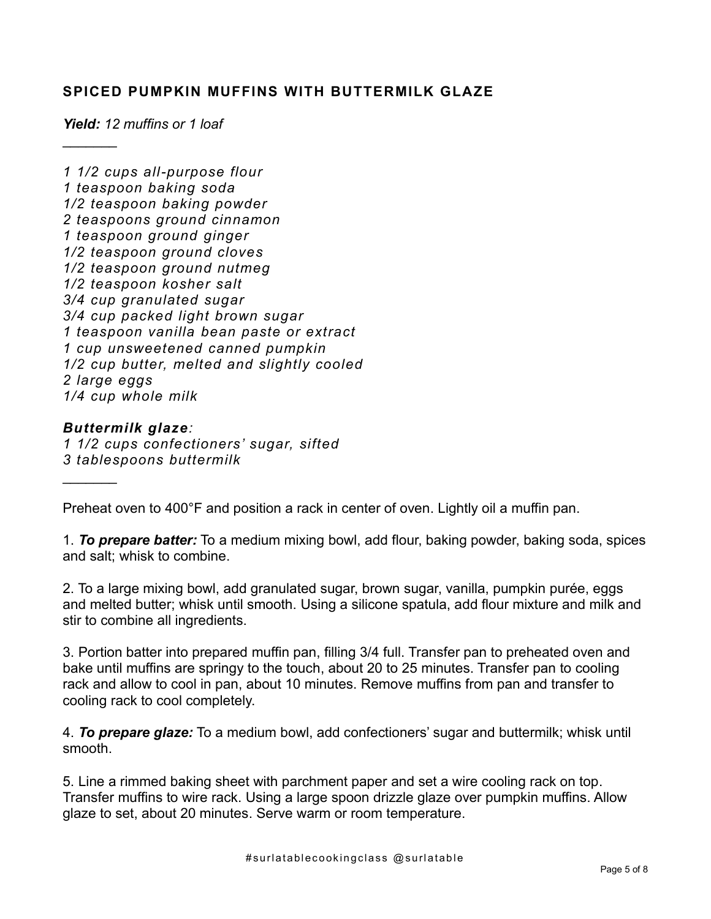## SPICED PUMPKIN MUFFINS WITH BUTTERMILK GLAZE

***Yield:*** *12 muffins or 1 loaf*

---

*1 1/2 cups all-purpose flour*
*1 teaspoon baking soda*
*1/2 teaspoon baking powder*
*2 teaspoons ground cinnamon*
*1 teaspoon ground ginger*
*1/2 teaspoon ground cloves*
*1/2 teaspoon ground nutmeg*
*1/2 teaspoon kosher salt*
*3/4 cup granulated sugar*
*3/4 cup packed light brown sugar*
*1 teaspoon vanilla bean paste or extract*
*1 cup unsweetened canned pumpkin*
*1/2 cup butter, melted and slightly cooled*
*2 large eggs*
*1/4 cup whole milk*

***Buttermilk glaze:***
*1 1/2 cups confectioners' sugar, sifted*
*3 tablespoons buttermilk*

---

Preheat oven to 400°F and position a rack in center of oven. Lightly oil a muffin pan.

1. ***To prepare batter:*** To a medium mixing bowl, add flour, baking powder, baking soda, spices and salt; whisk to combine.

2. To a large mixing bowl, add granulated sugar, brown sugar, vanilla, pumpkin purée, eggs and melted butter; whisk until smooth. Using a silicone spatula, add flour mixture and milk and stir to combine all ingredients.

3. Portion batter into prepared muffin pan, filling 3/4 full. Transfer pan to preheated oven and bake until muffins are springy to the touch, about 20 to 25 minutes. Transfer pan to cooling rack and allow to cool in pan, about 10 minutes. Remove muffins from pan and transfer to cooling rack to cool completely.

4. ***To prepare glaze:*** To a medium bowl, add confectioners' sugar and buttermilk; whisk until smooth.

5. Line a rimmed baking sheet with parchment paper and set a wire cooling rack on top. Transfer muffins to wire rack. Using a large spoon drizzle glaze over pumpkin muffins. Allow glaze to set, about 20 minutes. Serve warm or room temperature.

#surlatablecookingclass @surlatable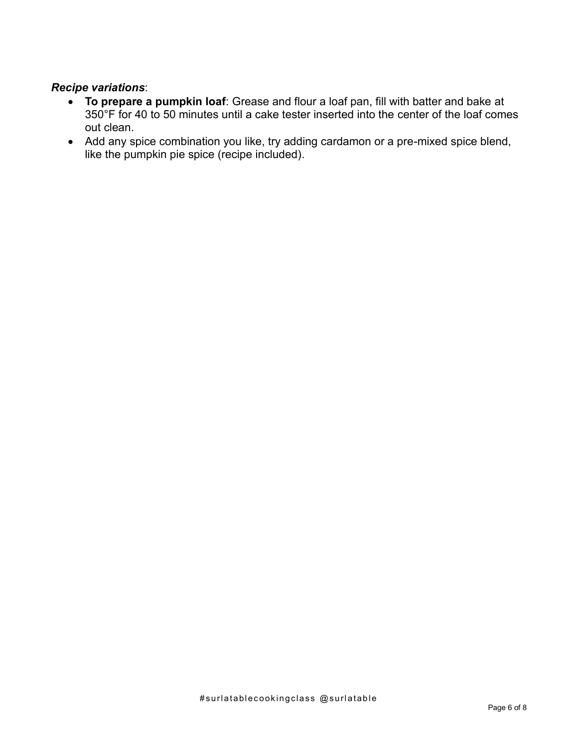***Recipe variations***:

- **To prepare a pumpkin loaf**: Grease and flour a loaf pan, fill with batter and bake at 350°F for 40 to 50 minutes until a cake tester inserted into the center of the loaf comes out clean.
- Add any spice combination you like, try adding cardamon or a pre-mixed spice blend, like the pumpkin pie spice (recipe included).

#surlatablecookingclass @surlatable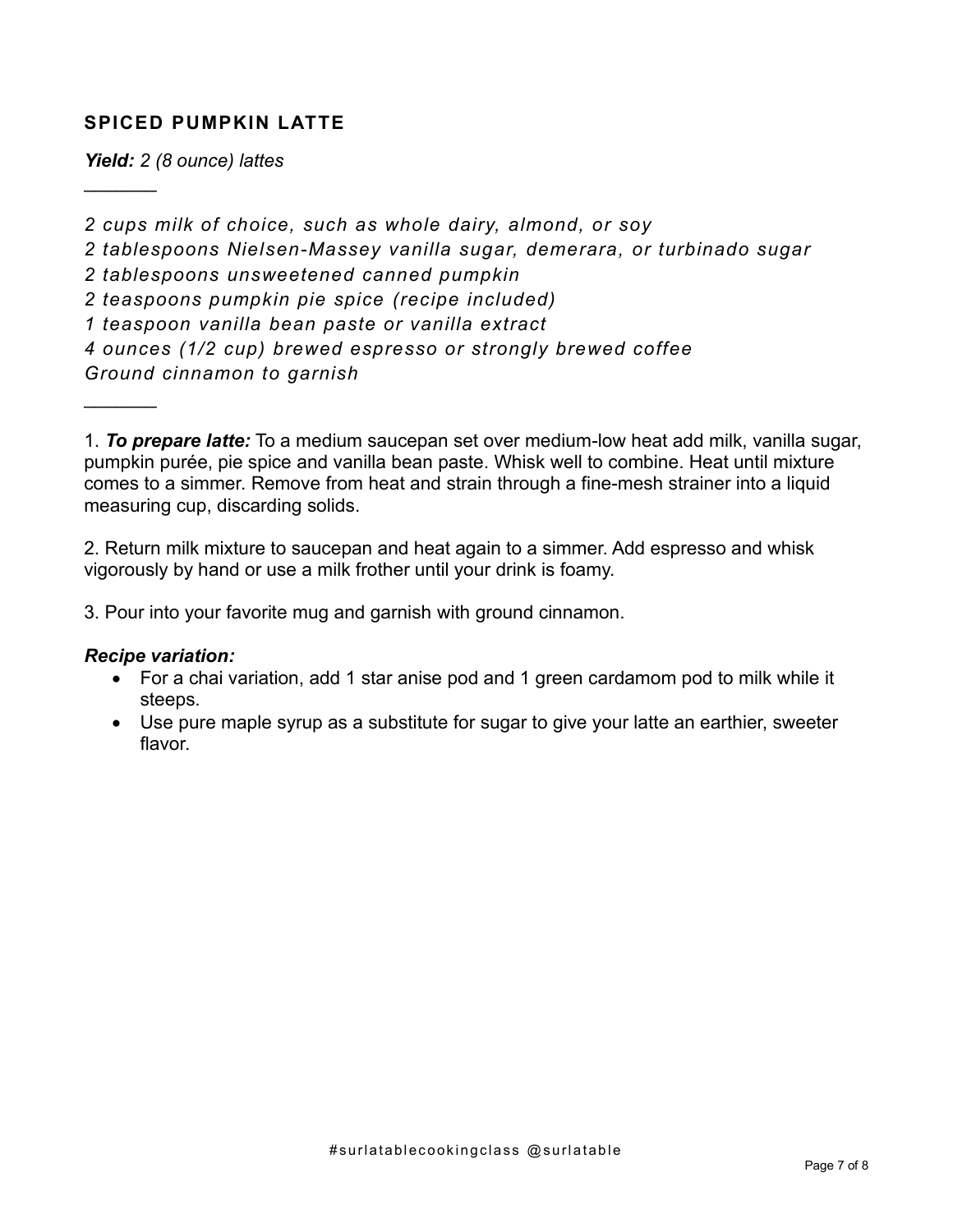## SPICED PUMPKIN LATTE

***Yield:*** *2 (8 ounce) lattes*

---

*2 cups milk of choice, such as whole dairy, almond, or soy*
*2 tablespoons Nielsen-Massey vanilla sugar, demerara, or turbinado sugar*
*2 tablespoons unsweetened canned pumpkin*
*2 teaspoons pumpkin pie spice (recipe included)*
*1 teaspoon vanilla bean paste or vanilla extract*
*4 ounces (1/2 cup) brewed espresso or strongly brewed coffee*
*Ground cinnamon to garnish*

---

1. ***To prepare latte:*** To a medium saucepan set over medium-low heat add milk, vanilla sugar, pumpkin purée, pie spice and vanilla bean paste. Whisk well to combine. Heat until mixture comes to a simmer. Remove from heat and strain through a fine-mesh strainer into a liquid measuring cup, discarding solids.

2. Return milk mixture to saucepan and heat again to a simmer. Add espresso and whisk vigorously by hand or use a milk frother until your drink is foamy.

3. Pour into your favorite mug and garnish with ground cinnamon.

***Recipe variation:***

- For a chai variation, add 1 star anise pod and 1 green cardamom pod to milk while it steeps.
- Use pure maple syrup as a substitute for sugar to give your latte an earthier, sweeter flavor.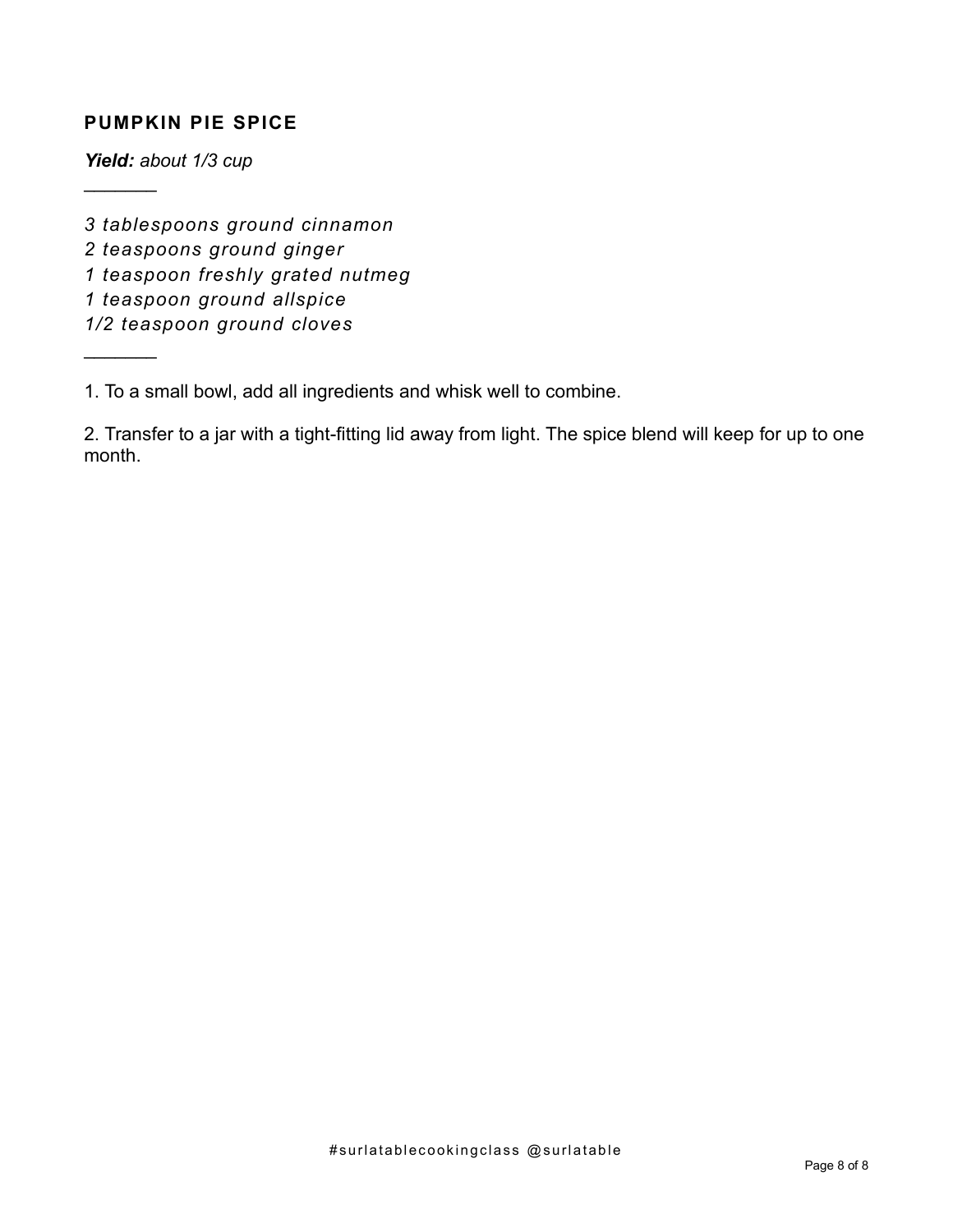### PUMPKIN PIE SPICE

***Yield:*** *about 1/3 cup*

---

*3 tablespoons ground cinnamon*
*2 teaspoons ground ginger*
*1 teaspoon freshly grated nutmeg*
*1 teaspoon ground allspice*
*1/2 teaspoon ground cloves*

---

1. To a small bowl, add all ingredients and whisk well to combine.

2. Transfer to a jar with a tight-fitting lid away from light. The spice blend will keep for up to one month.